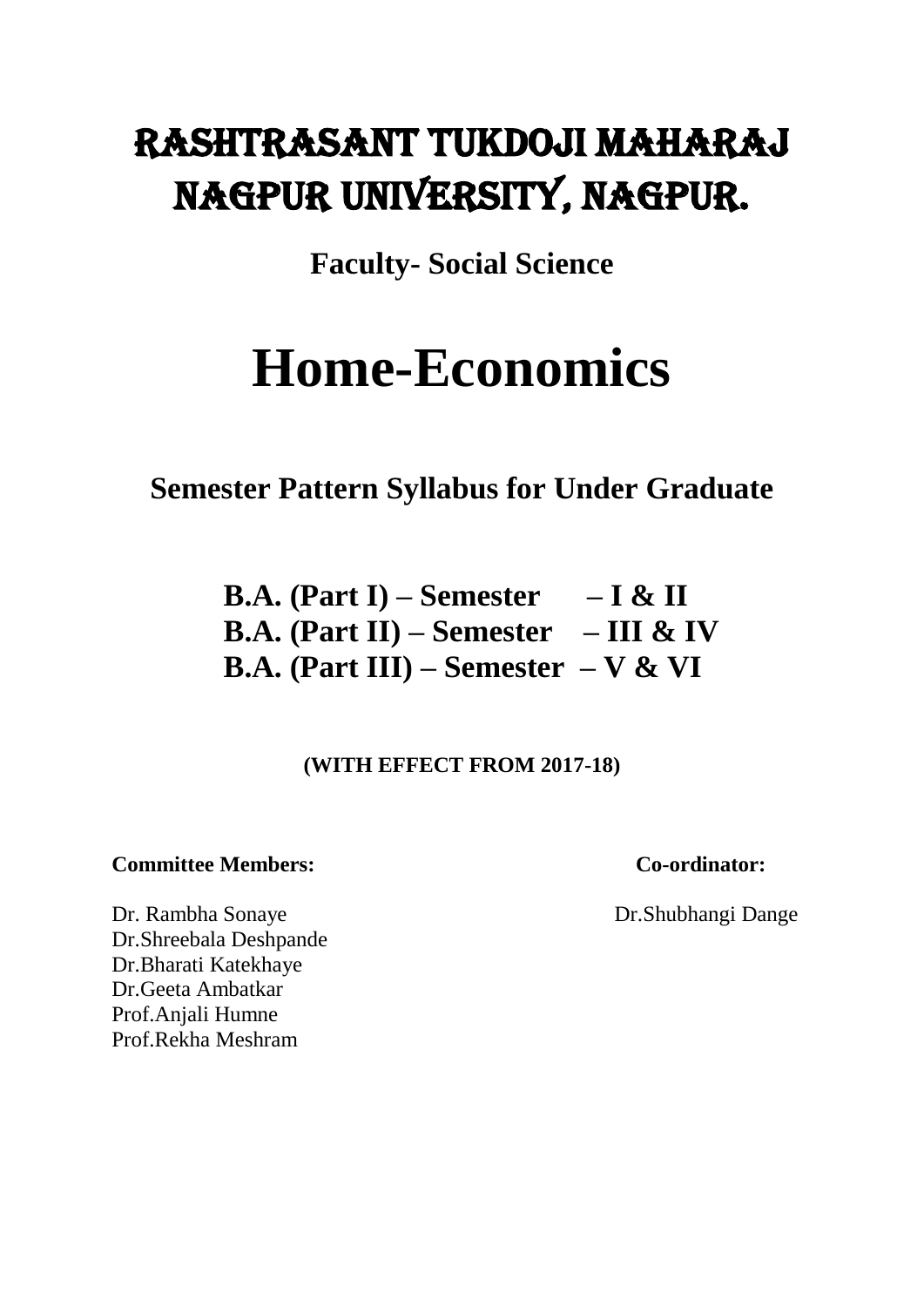# RASHTRASANT TUKDOJI MAHARAJ NAGPUR UNIVERSITY, NAGPUR.

**Faculty- Social Science**

# Home-Economics

**Semester Pattern Syllabus for Under Graduate**

**B.A. (Part I) – Semester – I & II**
**B.A. (Part II) – Semester – III & IV**
**B.A. (Part III) – Semester – V & VI**

**(WITH EFFECT FROM 2017-18)**

**Committee Members:**

Dr. Rambha Sonaye
Dr.Shreebala Deshpande
Dr.Bharati Katekhaye
Dr.Geeta Ambatkar
Prof.Anjali Humne
Prof.Rekha Meshram

**Co-ordinator:**

Dr.Shubhangi Dange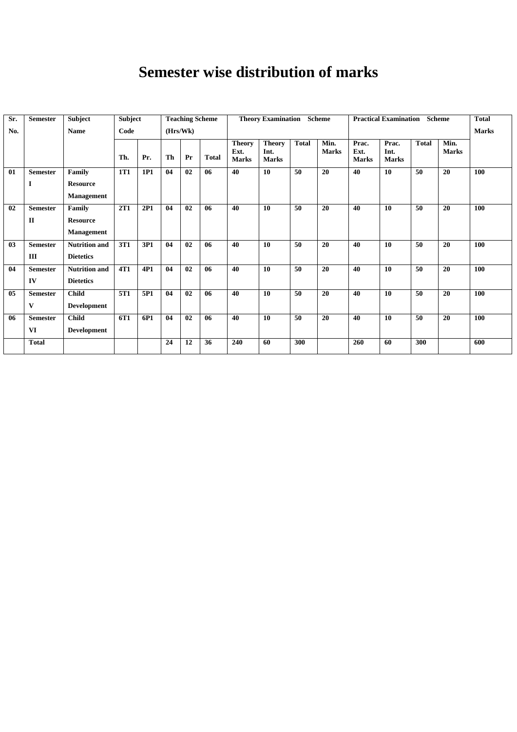# Semester wise distribution of marks

| Sr. No. | Semester | Subject Name | Subject Code | | Teaching Scheme (Hrs/Wk) | | | Theory Examination Scheme | | | | Practical Examination Scheme | | | | Total Marks |
|---|---|---|---|---|---|---|---|---|---|---|---|---|---|---|---|---|
| | | | Th. | Pr. | Th | Pr | Total | Theory Ext. Marks | Theory Int. Marks | Total | Min. Marks | Prac. Ext. Marks | Prac. Int. Marks | Total | Min. Marks | |
| 01 | Semester I | Family Resource Management | 1T1 | 1P1 | 04 | 02 | 06 | 40 | 10 | 50 | 20 | 40 | 10 | 50 | 20 | 100 |
| 02 | Semester II | Family Resource Management | 2T1 | 2P1 | 04 | 02 | 06 | 40 | 10 | 50 | 20 | 40 | 10 | 50 | 20 | 100 |
| 03 | Semester III | Nutrition and Dietetics | 3T1 | 3P1 | 04 | 02 | 06 | 40 | 10 | 50 | 20 | 40 | 10 | 50 | 20 | 100 |
| 04 | Semester IV | Nutrition and Dietetics | 4T1 | 4P1 | 04 | 02 | 06 | 40 | 10 | 50 | 20 | 40 | 10 | 50 | 20 | 100 |
| 05 | Semester V | Child Development | 5T1 | 5P1 | 04 | 02 | 06 | 40 | 10 | 50 | 20 | 40 | 10 | 50 | 20 | 100 |
| 06 | Semester VI | Child Development | 6T1 | 6P1 | 04 | 02 | 06 | 40 | 10 | 50 | 20 | 40 | 10 | 50 | 20 | 100 |
| | Total | | | | 24 | 12 | 36 | 240 | 60 | 300 | | 260 | 60 | 300 | | 600 |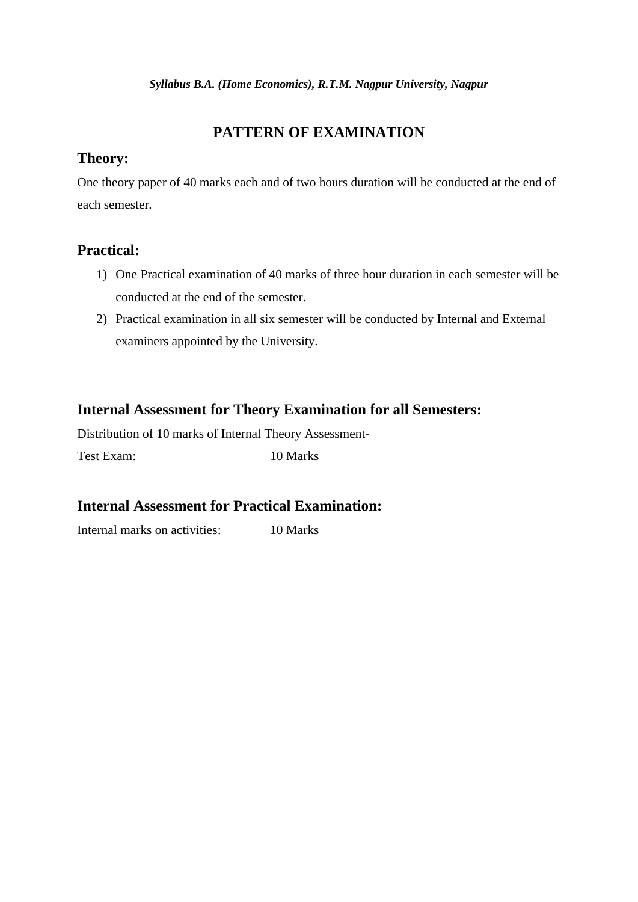# PATTERN OF EXAMINATION

## Theory:

One theory paper of 40 marks each and of two hours duration will be conducted at the end of each semester.

## Practical:

1) One Practical examination of 40 marks of three hour duration in each semester will be conducted at the end of the semester.
2) Practical examination in all six semester will be conducted by Internal and External examiners appointed by the University.

## Internal Assessment for Theory Examination for all Semesters:

Distribution of 10 marks of Internal Theory Assessment-

Test Exam: 10 Marks

## Internal Assessment for Practical Examination:

Internal marks on activities: 10 Marks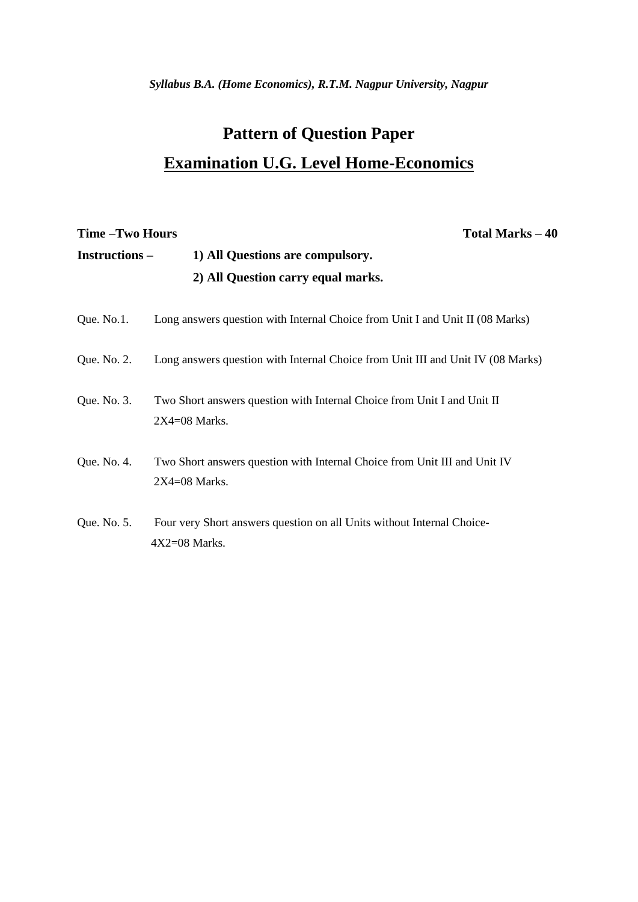# Pattern of Question Paper

## Examination U.G. Level Home-Economics

**Time –Two Hours** **Total Marks – 40**

**Instructions –** **1) All Questions are compulsory.**

**2) All Question carry equal marks.**

Que. No.1. Long answers question with Internal Choice from Unit I and Unit II (08 Marks)

Que. No. 2. Long answers question with Internal Choice from Unit III and Unit IV (08 Marks)

Que. No. 3. Two Short answers question with Internal Choice from Unit I and Unit II 2X4=08 Marks.

Que. No. 4. Two Short answers question with Internal Choice from Unit III and Unit IV 2X4=08 Marks.

Que. No. 5. Four very Short answers question on all Units without Internal Choice- 4X2=08 Marks.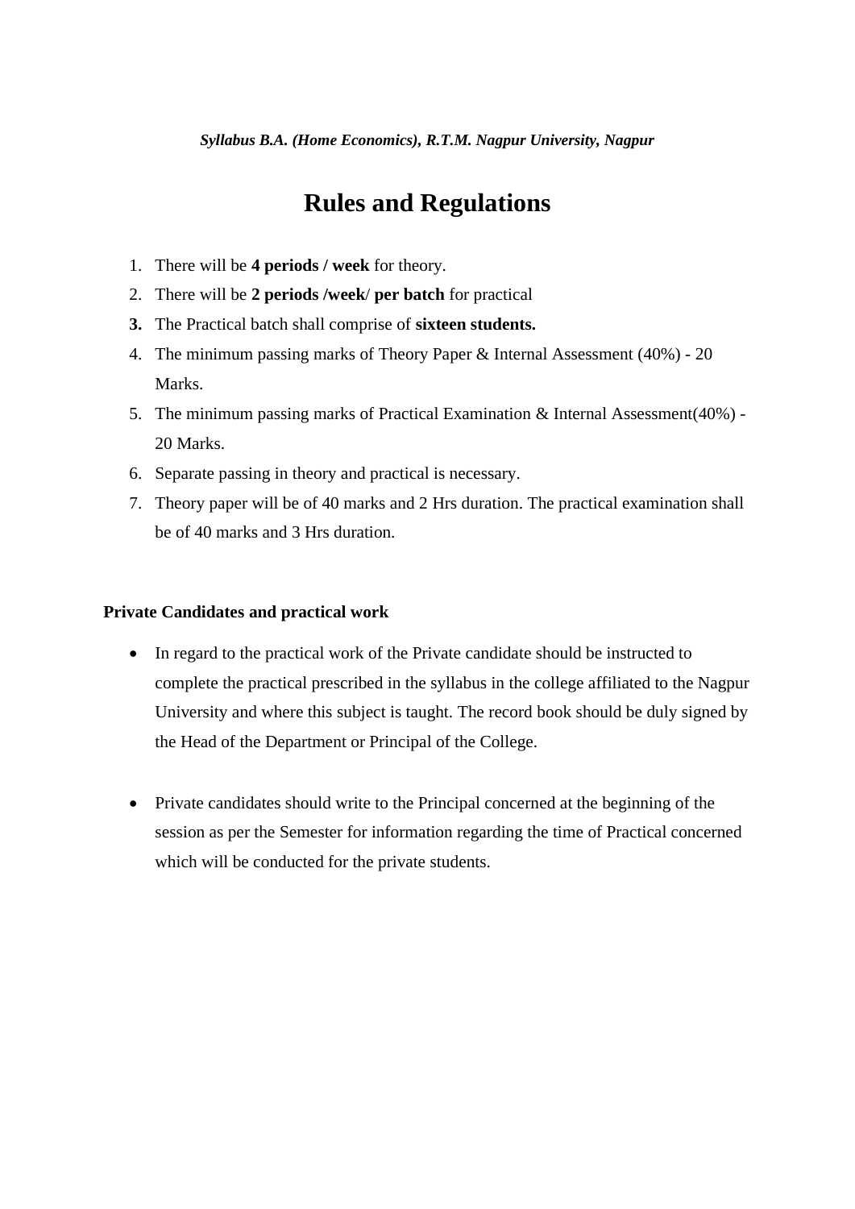# Rules and Regulations

1. There will be **4 periods / week** for theory.
2. There will be **2 periods /week**/ **per batch** for practical
3. The Practical batch shall comprise of **sixteen students.**
4. The minimum passing marks of Theory Paper & Internal Assessment (40%) - 20 Marks.
5. The minimum passing marks of Practical Examination & Internal Assessment(40%) - 20 Marks.
6. Separate passing in theory and practical is necessary.
7. Theory paper will be of 40 marks and 2 Hrs duration. The practical examination shall be of 40 marks and 3 Hrs duration.

**Private Candidates and practical work**

- In regard to the practical work of the Private candidate should be instructed to complete the practical prescribed in the syllabus in the college affiliated to the Nagpur University and where this subject is taught. The record book should be duly signed by the Head of the Department or Principal of the College.

- Private candidates should write to the Principal concerned at the beginning of the session as per the Semester for information regarding the time of Practical concerned which will be conducted for the private students.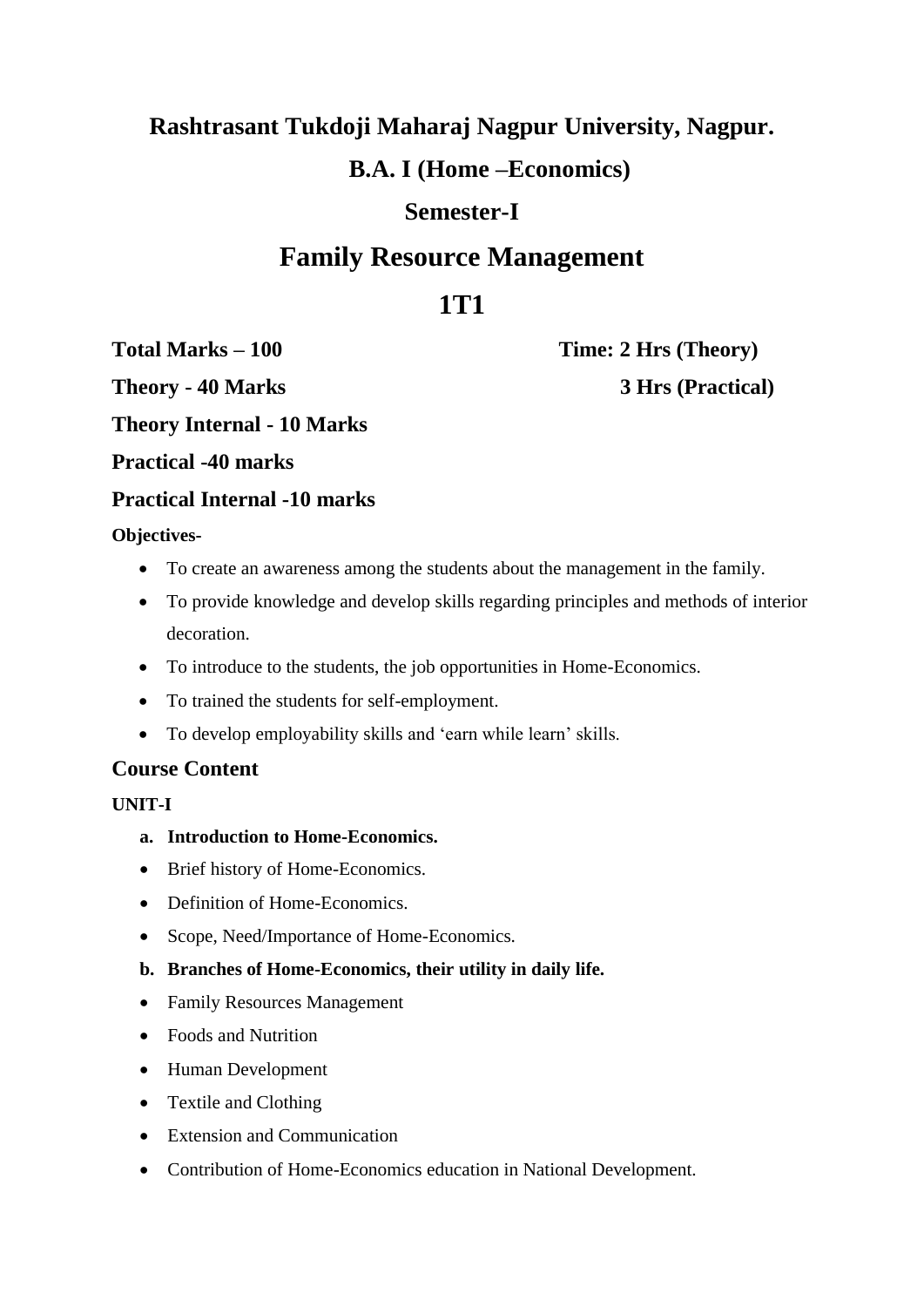# Rashtrasant Tukdoji Maharaj Nagpur University, Nagpur.

## B.A. I (Home –Economics)

## Semester-I

# Family Resource Management

# 1T1

**Total Marks – 100** **Time: 2 Hrs (Theory)**

**Theory - 40 Marks** **3 Hrs (Practical)**

**Theory Internal - 10 Marks**

**Practical -40 marks**

**Practical Internal -10 marks**

**Objectives-**

- To create an awareness among the students about the management in the family.
- To provide knowledge and develop skills regarding principles and methods of interior decoration.
- To introduce to the students, the job opportunities in Home-Economics.
- To trained the students for self-employment.
- To develop employability skills and 'earn while learn' skills.

## Course Content

**UNIT-I**

a. **Introduction to Home-Economics.**

- Brief history of Home-Economics.
- Definition of Home-Economics.
- Scope, Need/Importance of Home-Economics.

b. **Branches of Home-Economics, their utility in daily life.**

- Family Resources Management
- Foods and Nutrition
- Human Development
- Textile and Clothing
- Extension and Communication
- Contribution of Home-Economics education in National Development.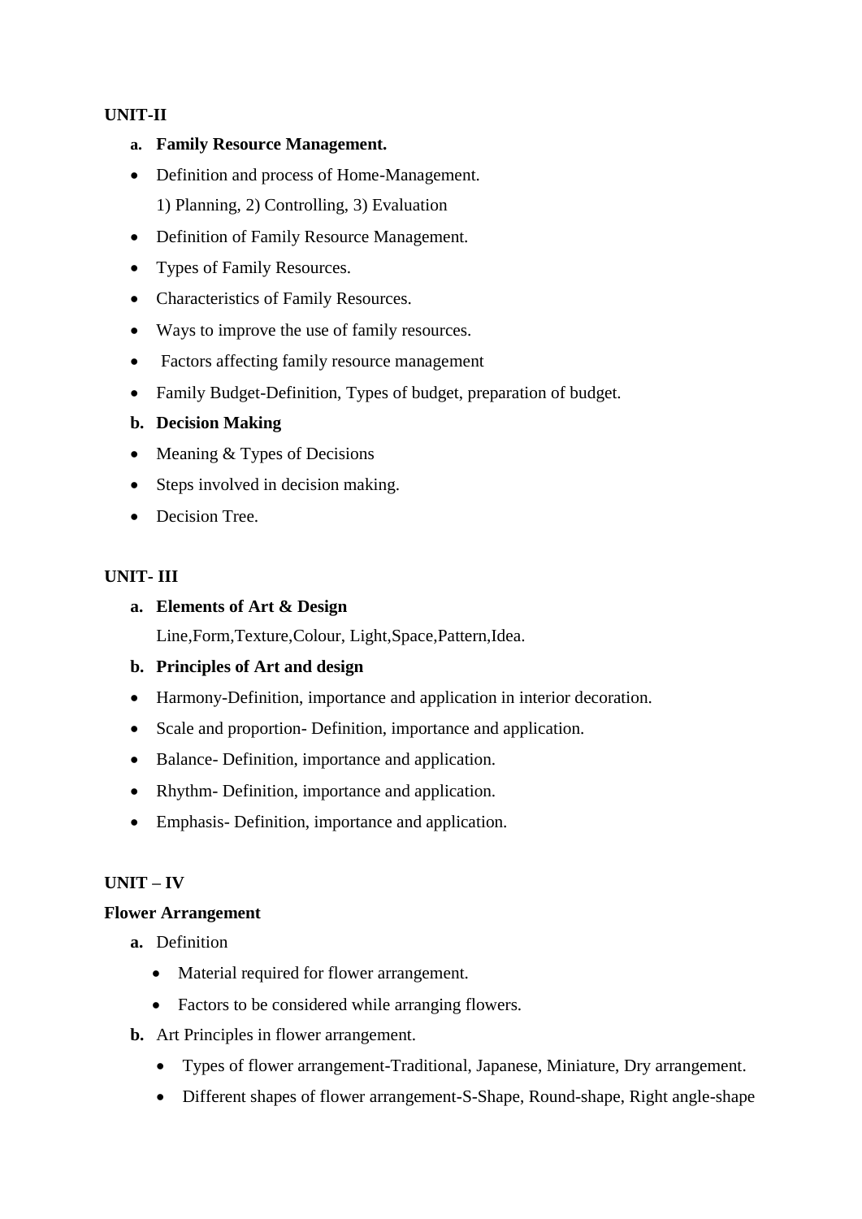**UNIT-II**

a. **Family Resource Management.**

- Definition and process of Home-Management.
  1) Planning, 2) Controlling, 3) Evaluation
- Definition of Family Resource Management.
- Types of Family Resources.
- Characteristics of Family Resources.
- Ways to improve the use of family resources.
- Factors affecting family resource management
- Family Budget-Definition, Types of budget, preparation of budget.

b. **Decision Making**

- Meaning & Types of Decisions
- Steps involved in decision making.
- Decision Tree.

**UNIT- III**

a. **Elements of Art & Design**

   Line,Form,Texture,Colour, Light,Space,Pattern,Idea.

b. **Principles of Art and design**

- Harmony-Definition, importance and application in interior decoration.
- Scale and proportion- Definition, importance and application.
- Balance- Definition, importance and application.
- Rhythm- Definition, importance and application.
- Emphasis- Definition, importance and application.

**UNIT – IV**

**Flower Arrangement**

a. Definition
   - Material required for flower arrangement.
   - Factors to be considered while arranging flowers.
b. Art Principles in flower arrangement.
   - Types of flower arrangement-Traditional, Japanese, Miniature, Dry arrangement.
   - Different shapes of flower arrangement-S-Shape, Round-shape, Right angle-shape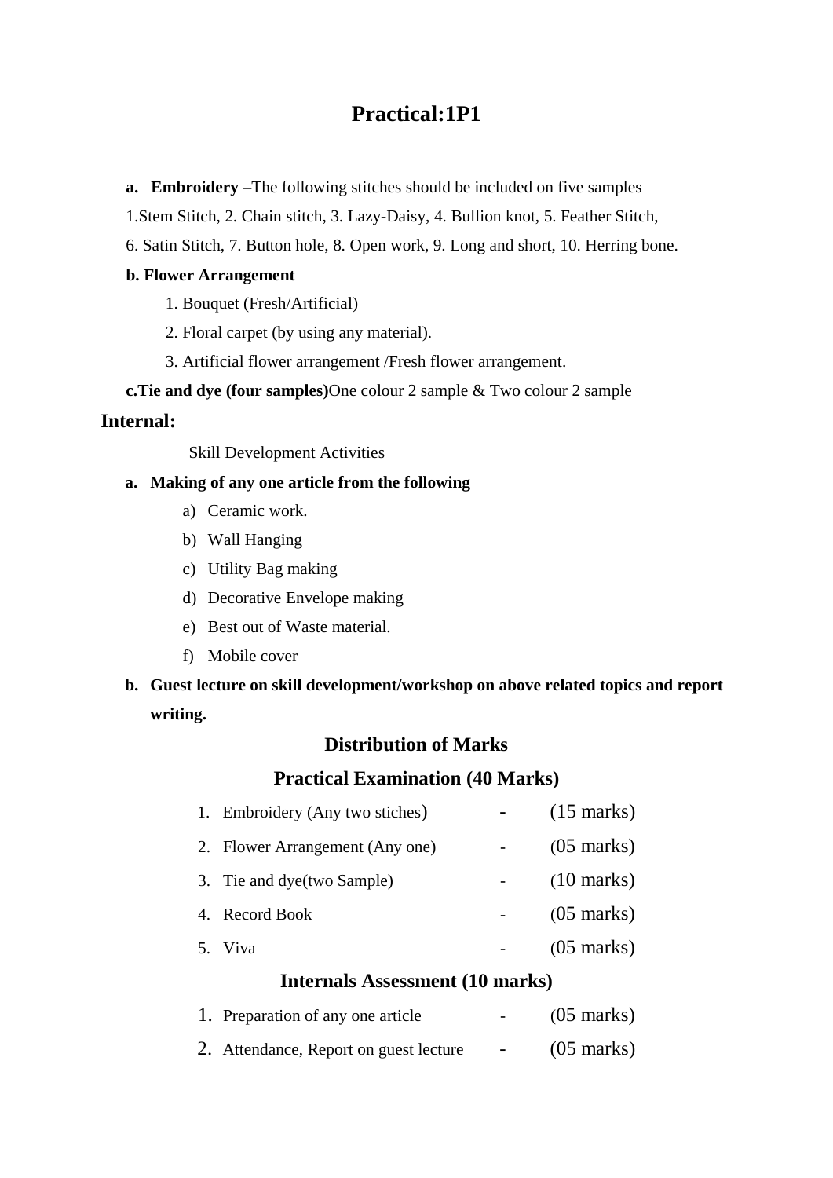# Practical:1P1

a. **Embroidery** –The following stitches should be included on five samples

1.Stem Stitch, 2. Chain stitch, 3. Lazy-Daisy, 4. Bullion knot, 5. Feather Stitch,

6. Satin Stitch, 7. Button hole, 8. Open work, 9. Long and short, 10. Herring bone.

**b. Flower Arrangement**

1. Bouquet (Fresh/Artificial)
2. Floral carpet (by using any material).
3. Artificial flower arrangement /Fresh flower arrangement.

**c.Tie and dye (four samples)**One colour 2 sample & Two colour 2 sample

## Internal:

Skill Development Activities

**a. Making of any one article from the following**

a) Ceramic work.
b) Wall Hanging
c) Utility Bag making
d) Decorative Envelope making
e) Best out of Waste material.
f) Mobile cover

**b. Guest lecture on skill development/workshop on above related topics and report writing.**

### Distribution of Marks

### Practical Examination (40 Marks)

1. Embroidery (Any two stiches) - (15 marks)
2. Flower Arrangement (Any one) - (05 marks)
3. Tie and dye(two Sample) - (10 marks)
4. Record Book - (05 marks)
5. Viva - (05 marks)

### Internals Assessment (10 marks)

1. Preparation of any one article - (05 marks)
2. Attendance, Report on guest lecture - (05 marks)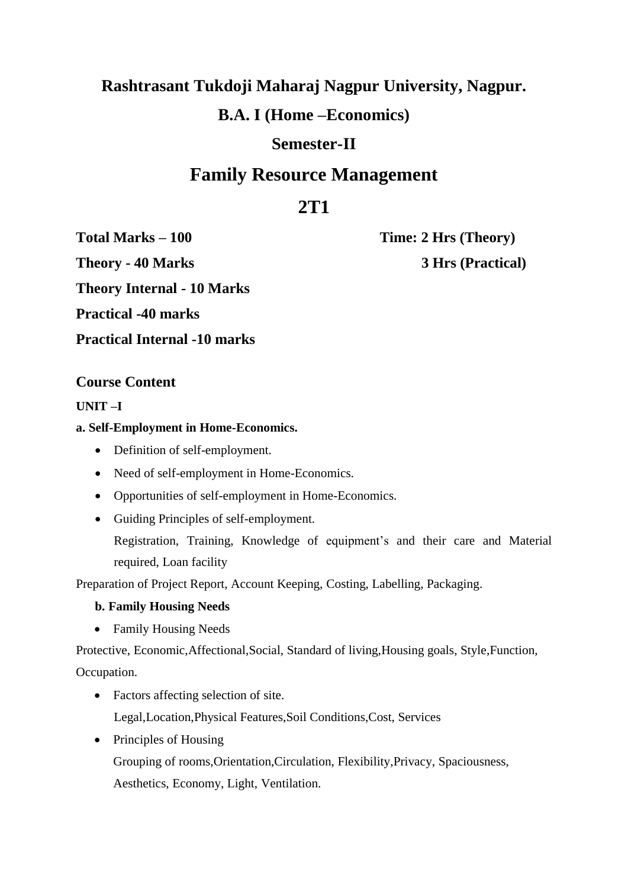# Rashtrasant Tukdoji Maharaj Nagpur University, Nagpur.

## B.A. I (Home –Economics)

## Semester-II

# Family Resource Management

# 2T1

**Total Marks – 100** **Time: 2 Hrs (Theory)**

**Theory - 40 Marks** **3 Hrs (Practical)**

**Theory Internal - 10 Marks**

**Practical -40 marks**

**Practical Internal -10 marks**

### Course Content

**UNIT –I**

**a. Self-Employment in Home-Economics.**

- Definition of self-employment.
- Need of self-employment in Home-Economics.
- Opportunities of self-employment in Home-Economics.
- Guiding Principles of self-employment.
  Registration, Training, Knowledge of equipment's and their care and Material required, Loan facility

Preparation of Project Report, Account Keeping, Costing, Labelling, Packaging.

**b. Family Housing Needs**

- Family Housing Needs

Protective, Economic,Affectional,Social, Standard of living,Housing goals, Style,Function, Occupation.

- Factors affecting selection of site.
  Legal,Location,Physical Features,Soil Conditions,Cost, Services
- Principles of Housing
  Grouping of rooms,Orientation,Circulation, Flexibility,Privacy, Spaciousness, Aesthetics, Economy, Light, Ventilation.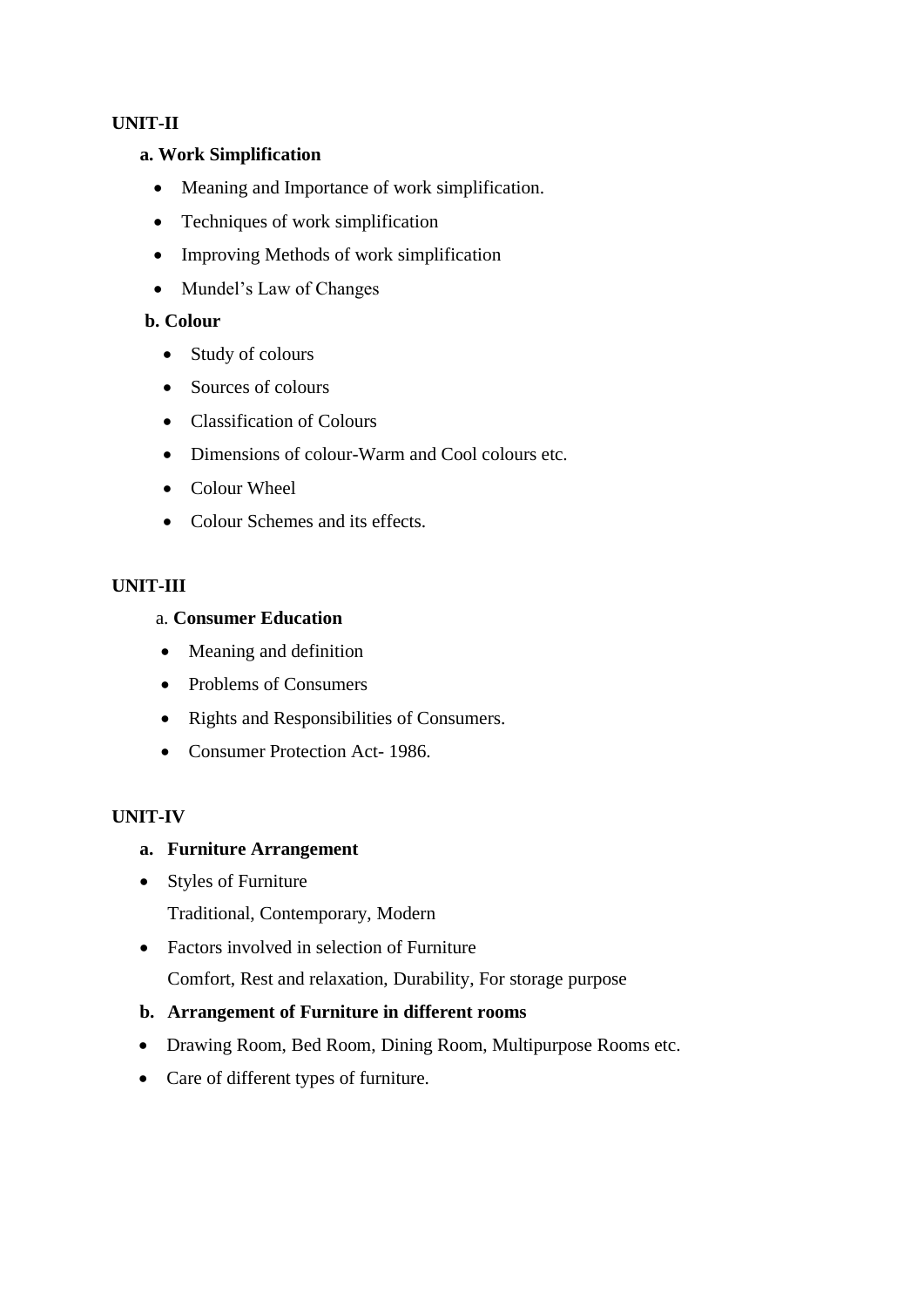**UNIT-II**

**a. Work Simplification**

- Meaning and Importance of work simplification.
- Techniques of work simplification
- Improving Methods of work simplification
- Mundel's Law of Changes

**b. Colour**

- Study of colours
- Sources of colours
- Classification of Colours
- Dimensions of colour-Warm and Cool colours etc.
- Colour Wheel
- Colour Schemes and its effects.

**UNIT-III**

a. **Consumer Education**

- Meaning and definition
- Problems of Consumers
- Rights and Responsibilities of Consumers.
- Consumer Protection Act- 1986.

**UNIT-IV**

**a. Furniture Arrangement**

- Styles of Furniture
  Traditional, Contemporary, Modern
- Factors involved in selection of Furniture
  Comfort, Rest and relaxation, Durability, For storage purpose

**b. Arrangement of Furniture in different rooms**

- Drawing Room, Bed Room, Dining Room, Multipurpose Rooms etc.
- Care of different types of furniture.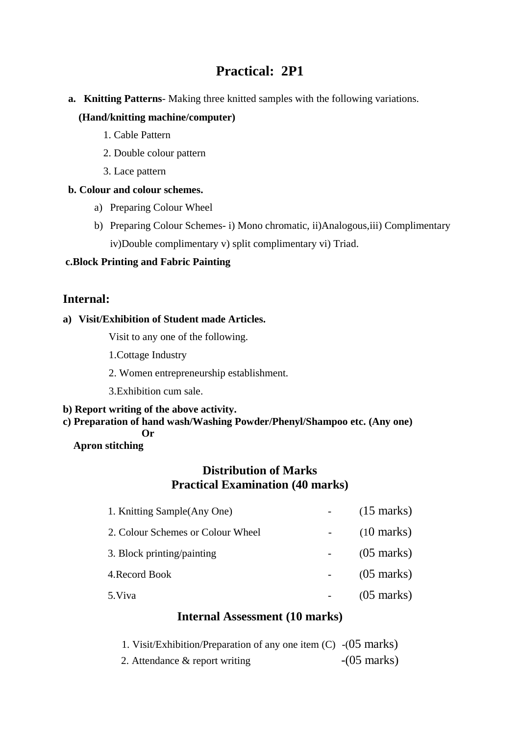# Practical: 2P1

a. **Knitting Patterns**- Making three knitted samples with the following variations.

   **(Hand/knitting machine/computer)**

   1. Cable Pattern
   2. Double colour pattern
   3. Lace pattern

**b. Colour and colour schemes.**

   a) Preparing Colour Wheel
   b) Preparing Colour Schemes- i) Mono chromatic, ii)Analogous,iii) Complimentary iv)Double complimentary v) split complimentary vi) Triad.

**c.Block Printing and Fabric Painting**

## Internal:

**a) Visit/Exhibition of Student made Articles.**

   Visit to any one of the following.

   1.Cottage Industry

   2. Women entrepreneurship establishment.

   3.Exhibition cum sale.

**b) Report writing of the above activity.**

**c) Preparation of hand wash/Washing Powder/Phenyl/Shampoo etc. (Any one)**

**Or**

**Apron stitching**

## Distribution of Marks
## Practical Examination (40 marks)

| | | |
|---|---|---|
| 1. Knitting Sample(Any One) | - | (15 marks) |
| 2. Colour Schemes or Colour Wheel | - | (10 marks) |
| 3. Block printing/painting | - | (05 marks) |
| 4.Record Book | - | (05 marks) |
| 5.Viva | - | (05 marks) |

## Internal Assessment (10 marks)

| | |
|---|---|
| 1. Visit/Exhibition/Preparation of any one item (C) | -(05 marks) |
| 2. Attendance & report writing | -(05 marks) |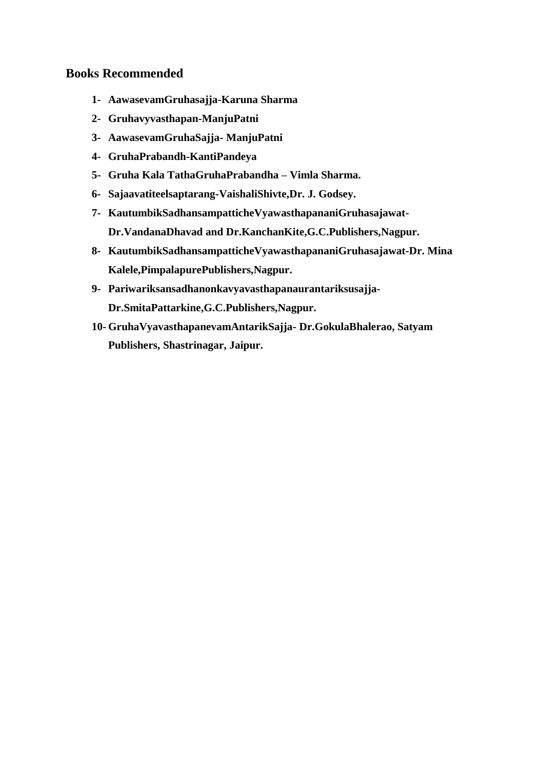## Books Recommended

1- **AawasevamGruhasajja-Karuna Sharma**
2- **Gruhavyvasthapan-ManjuPatni**
3- **AawasevamGruhaSajja- ManjuPatni**
4- **GruhaPrabandh-KantiPandeya**
5- **Gruha Kala TathaGruhaPrabandha – Vimla Sharma.**
6- **Sajaavatiteelsaptarang-VaishaliShivte,Dr. J. Godsey.**
7- **KautumbikSadhansampatticheVyawasthapananiGruhasajawat-Dr.VandanaDhavad and Dr.KanchanKite,G.C.Publishers,Nagpur.**
8- **KautumbikSadhansampatticheVyawasthapananiGruhasajawat-Dr. Mina Kalele,PimpalapurePublishers,Nagpur.**
9- **Pariwariksansadhanonkavyavasthapanaurantariksusajja-Dr.SmitaPattarkine,G.C.Publishers,Nagpur.**
10- **GruhaVyavasthapanevamAntarikSajja- Dr.GokulaBhalerao, Satyam Publishers, Shastrinagar, Jaipur.**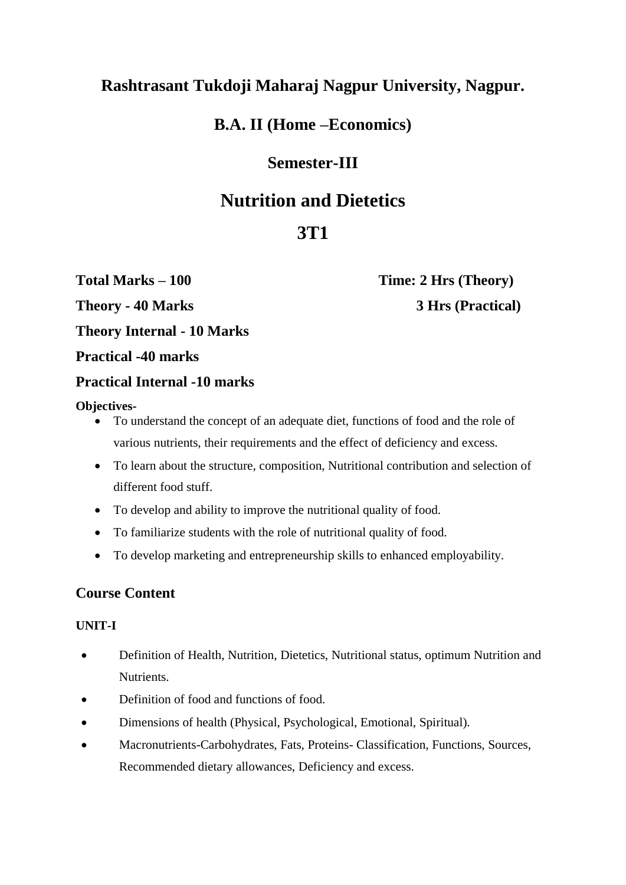# Rashtrasant Tukdoji Maharaj Nagpur University, Nagpur.

## B.A. II (Home –Economics)

## Semester-III

# Nutrition and Dietetics

# 3T1

**Total Marks – 100** **Time: 2 Hrs (Theory)**

**Theory - 40 Marks** **3 Hrs (Practical)**

**Theory Internal - 10 Marks**

**Practical -40 marks**

**Practical Internal -10 marks**

**Objectives-**

- To understand the concept of an adequate diet, functions of food and the role of various nutrients, their requirements and the effect of deficiency and excess.
- To learn about the structure, composition, Nutritional contribution and selection of different food stuff.
- To develop and ability to improve the nutritional quality of food.
- To familiarize students with the role of nutritional quality of food.
- To develop marketing and entrepreneurship skills to enhanced employability.

### Course Content

**UNIT-I**

- Definition of Health, Nutrition, Dietetics, Nutritional status, optimum Nutrition and Nutrients.
- Definition of food and functions of food.
- Dimensions of health (Physical, Psychological, Emotional, Spiritual).
- Macronutrients-Carbohydrates, Fats, Proteins- Classification, Functions, Sources, Recommended dietary allowances, Deficiency and excess.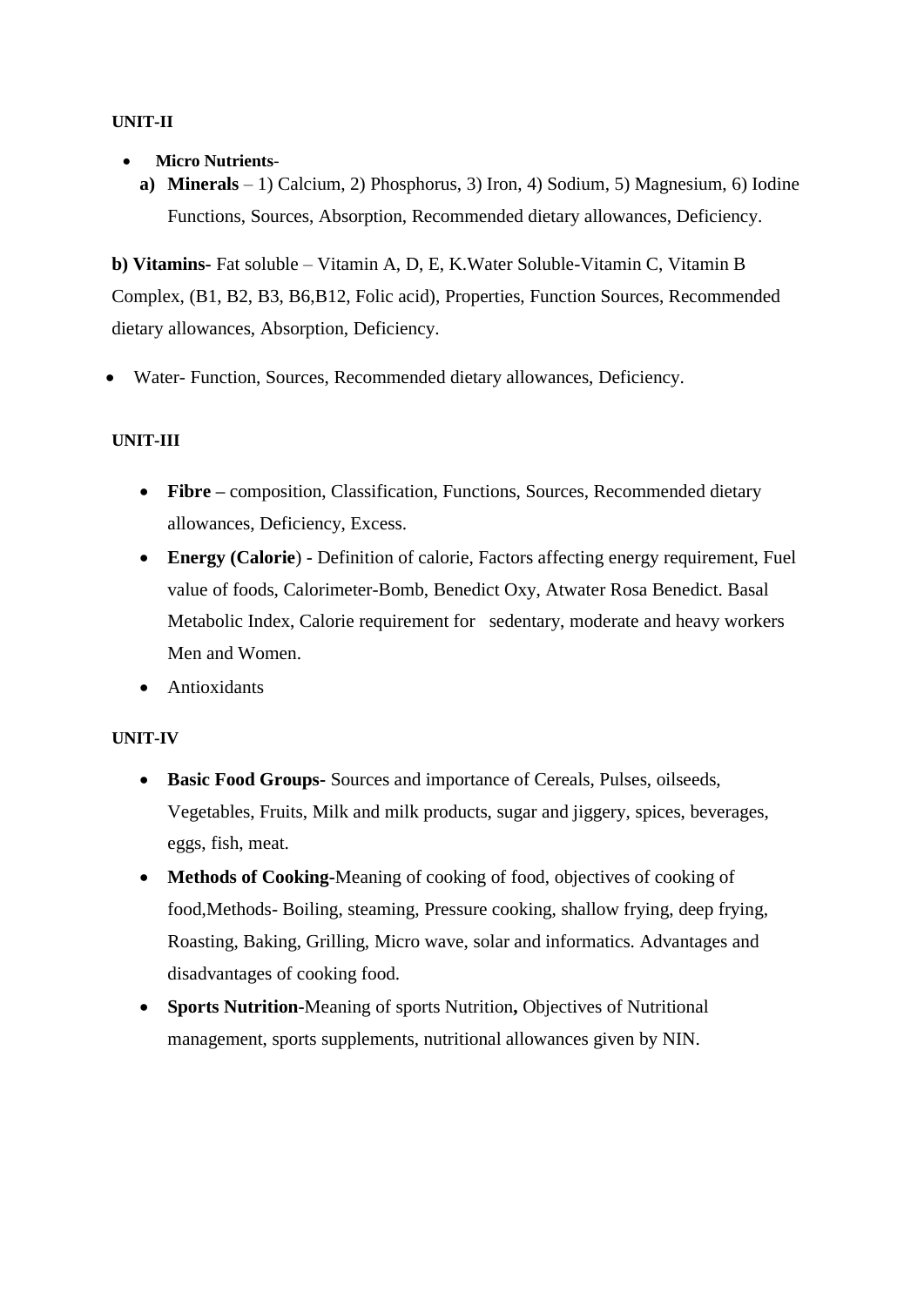**UNIT-II**

- **Micro Nutrients**-
  - **a) Minerals** – 1) Calcium, 2) Phosphorus, 3) Iron, 4) Sodium, 5) Magnesium, 6) Iodine Functions, Sources, Absorption, Recommended dietary allowances, Deficiency.

**b) Vitamins-** Fat soluble – Vitamin A, D, E, K.Water Soluble-Vitamin C, Vitamin B Complex, (B1, B2, B3, B6,B12, Folic acid), Properties, Function Sources, Recommended dietary allowances, Absorption, Deficiency.

- Water- Function, Sources, Recommended dietary allowances, Deficiency.

**UNIT-III**

- **Fibre –** composition, Classification, Functions, Sources, Recommended dietary allowances, Deficiency, Excess.
- **Energy (Calorie**) - Definition of calorie, Factors affecting energy requirement, Fuel value of foods, Calorimeter-Bomb, Benedict Oxy, Atwater Rosa Benedict. Basal Metabolic Index, Calorie requirement for sedentary, moderate and heavy workers Men and Women.
- Antioxidants

**UNIT-IV**

- **Basic Food Groups-** Sources and importance of Cereals, Pulses, oilseeds, Vegetables, Fruits, Milk and milk products, sugar and jiggery, spices, beverages, eggs, fish, meat.
- **Methods of Cooking**-Meaning of cooking of food, objectives of cooking of food,Methods- Boiling, steaming, Pressure cooking, shallow frying, deep frying, Roasting, Baking, Grilling, Micro wave, solar and informatics. Advantages and disadvantages of cooking food.
- **Sports Nutrition**-Meaning of sports Nutrition**,** Objectives of Nutritional management, sports supplements, nutritional allowances given by NIN.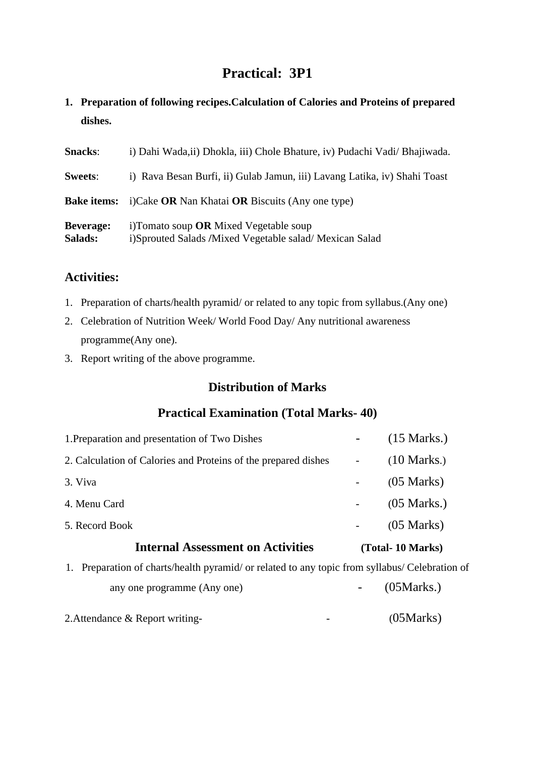# Practical: 3P1

1. **Preparation of following recipes.Calculation of Calories and Proteins of prepared dishes.**

**Snacks**: i) Dahi Wada,ii) Dhokla, iii) Chole Bhature, iv) Pudachi Vadi/ Bhajiwada.

**Sweets**: i) Rava Besan Burfi, ii) Gulab Jamun, iii) Lavang Latika, iv) Shahi Toast

**Bake items:** i)Cake **OR** Nan Khatai **OR** Biscuits (Any one type)

**Beverage:** i)Tomato soup **OR** Mixed Vegetable soup

**Salads:** i)Sprouted Salads **/**Mixed Vegetable salad/ Mexican Salad

## Activities:

1. Preparation of charts/health pyramid/ or related to any topic from syllabus.(Any one)
2. Celebration of Nutrition Week/ World Food Day/ Any nutritional awareness programme(Any one).
3. Report writing of the above programme.

### Distribution of Marks

### Practical Examination (Total Marks- 40)

1.Preparation and presentation of Two Dishes - (15 Marks.)

2. Calculation of Calories and Proteins of the prepared dishes - (10 Marks.)

3. Viva - (05 Marks)

4. Menu Card - (05 Marks.)

5. Record Book - (05 Marks)

### Internal Assessment on Activities (Total- 10 Marks)

1. Preparation of charts/health pyramid/ or related to any topic from syllabus/ Celebration of any one programme (Any one) - (05Marks.)

2.Attendance & Report writing- - (05Marks)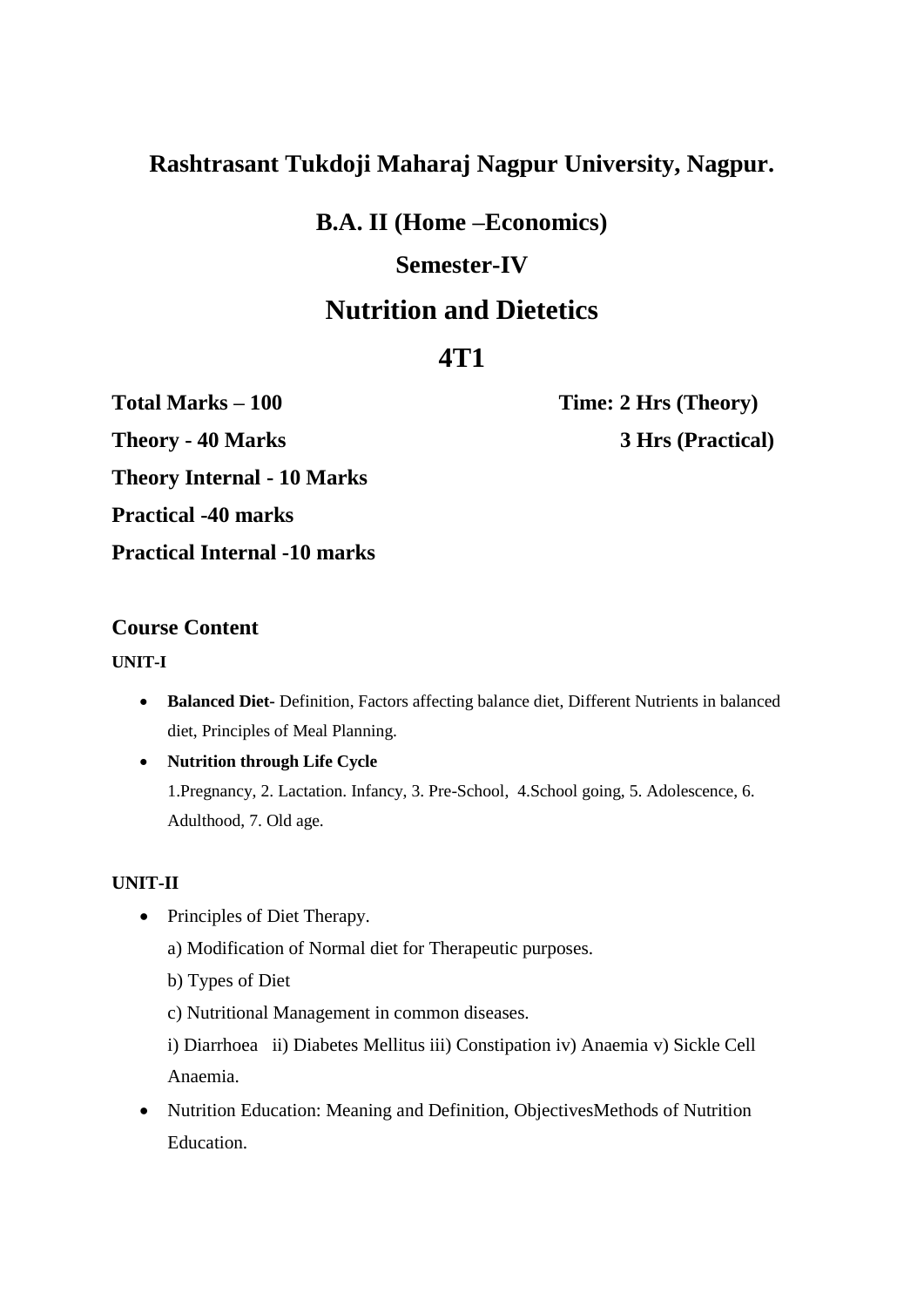## Rashtrasant Tukdoji Maharaj Nagpur University, Nagpur.

## B.A. II (Home –Economics)

## Semester-IV

# Nutrition and Dietetics

# 4T1

**Total Marks – 100** **Time: 2 Hrs (Theory)**

**Theory - 40 Marks** **3 Hrs (Practical)**

**Theory Internal - 10 Marks**

**Practical -40 marks**

**Practical Internal -10 marks**

### Course Content

**UNIT-I**

- **Balanced Diet-** Definition, Factors affecting balance diet, Different Nutrients in balanced diet, Principles of Meal Planning.
- **Nutrition through Life Cycle**
  1.Pregnancy, 2. Lactation. Infancy, 3. Pre-School, 4.School going, 5. Adolescence, 6. Adulthood, 7. Old age.

**UNIT-II**

- Principles of Diet Therapy.
  a) Modification of Normal diet for Therapeutic purposes.
  b) Types of Diet
  c) Nutritional Management in common diseases.
  i) Diarrhoea ii) Diabetes Mellitus iii) Constipation iv) Anaemia v) Sickle Cell Anaemia.
- Nutrition Education: Meaning and Definition, ObjectivesMethods of Nutrition Education.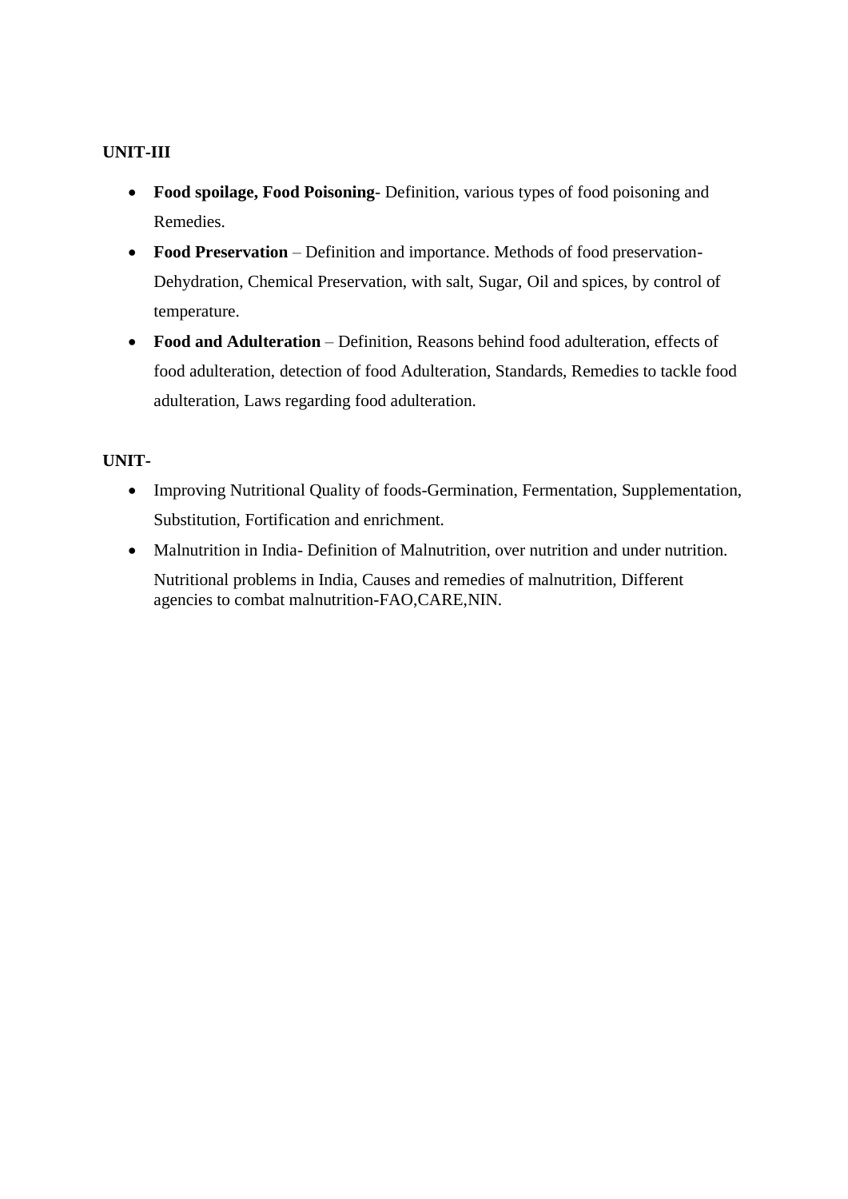**UNIT-III**

- **Food spoilage, Food Poisoning**- Definition, various types of food poisoning and Remedies.
- **Food Preservation** – Definition and importance. Methods of food preservation- Dehydration, Chemical Preservation, with salt, Sugar, Oil and spices, by control of temperature.
- **Food and Adulteration** – Definition, Reasons behind food adulteration, effects of food adulteration, detection of food Adulteration, Standards, Remedies to tackle food adulteration, Laws regarding food adulteration.

**UNIT-**

- Improving Nutritional Quality of foods-Germination, Fermentation, Supplementation, Substitution, Fortification and enrichment.
- Malnutrition in India- Definition of Malnutrition, over nutrition and under nutrition. Nutritional problems in India, Causes and remedies of malnutrition, Different agencies to combat malnutrition-FAO,CARE,NIN.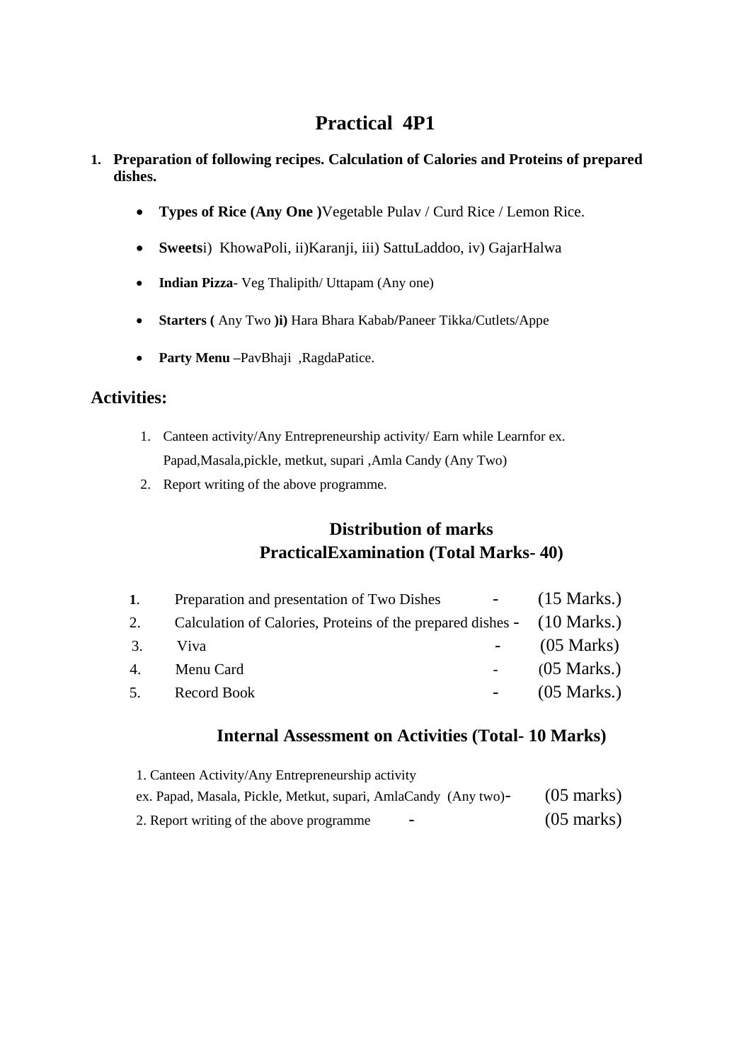# Practical 4P1

1. **Preparation of following recipes. Calculation of Calories and Proteins of prepared dishes.**

   - **Types of Rice (Any One )**Vegetable Pulav / Curd Rice / Lemon Rice.
   - **Sweets**i) KhowaPoli, ii)Karanji, iii) SattuLaddoo, iv) GajarHalwa
   - **Indian Pizza**- Veg Thalipith/ Uttapam (Any one)
   - **Starters (** Any Two **)i)** Hara Bhara Kabab/Paneer Tikka/Cutlets/Appe
   - **Party Menu** –PavBhaji ,RagdaPatice.

## Activities:

1. Canteen activity/Any Entrepreneurship activity/ Earn while Learnfor ex. Papad,Masala,pickle, metkut, supari ,Amla Candy (Any Two)
2. Report writing of the above programme.

### Distribution of marks
### PracticalExamination (Total Marks- 40)

| | | | |
|---|---|---|---|
| **1**. | Preparation and presentation of Two Dishes | - | (15 Marks.) |
| 2. | Calculation of Calories, Proteins of the prepared dishes | - | (10 Marks.) |
| 3. | Viva | - | (05 Marks) |
| 4. | Menu Card | - | (05 Marks.) |
| 5. | Record Book | - | (05 Marks.) |

### Internal Assessment on Activities (Total- 10 Marks)

| | | |
|---|---|---|
| 1. Canteen Activity/Any Entrepreneurship activity ex. Papad, Masala, Pickle, Metkut, supari, AmlaCandy (Any two) | - | (05 marks) |
| 2. Report writing of the above programme | - | (05 marks) |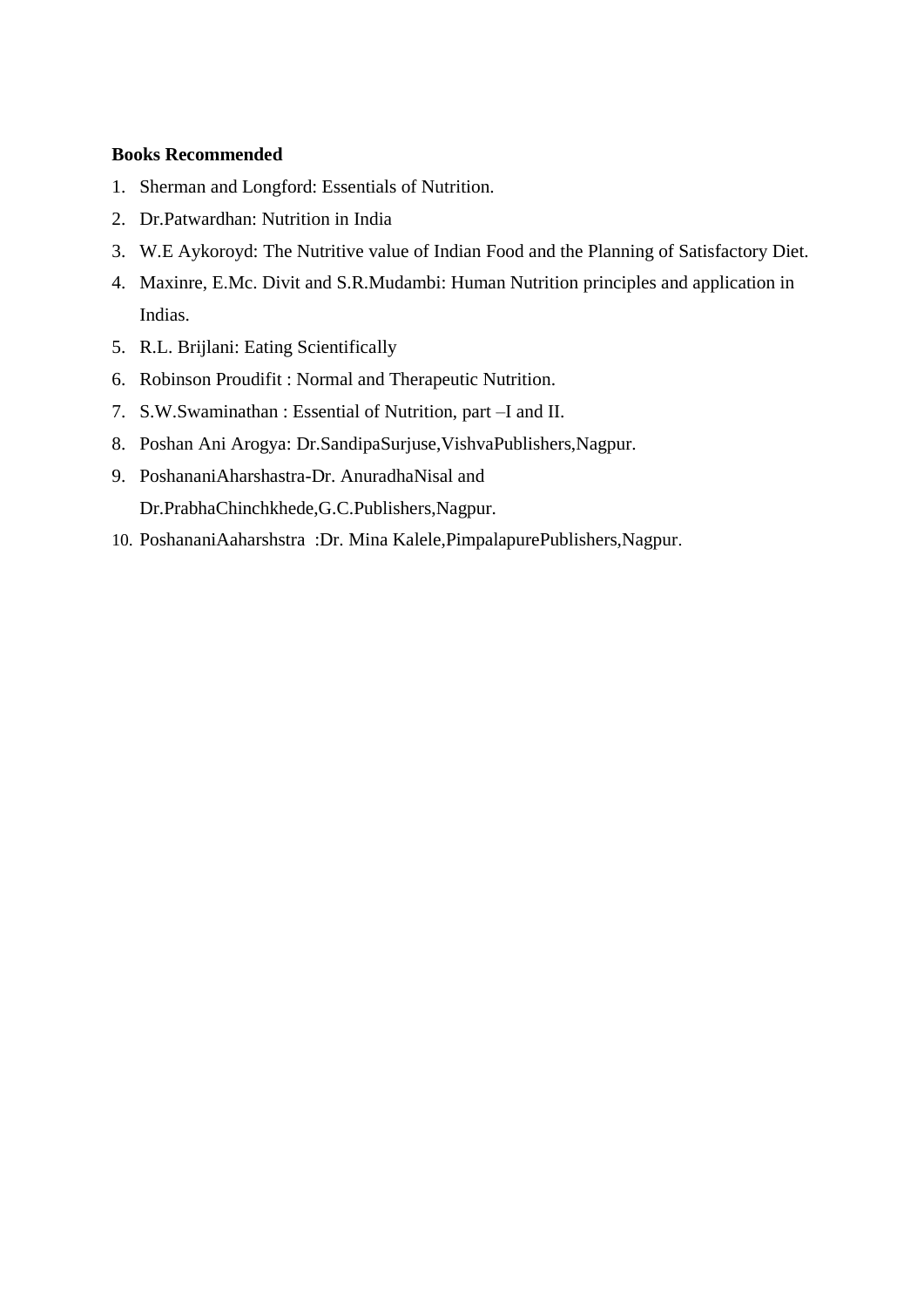**Books Recommended**

1. Sherman and Longford: Essentials of Nutrition.
2. Dr.Patwardhan: Nutrition in India
3. W.E Aykoroyd: The Nutritive value of Indian Food and the Planning of Satisfactory Diet.
4. Maxinre, E.Mc. Divit and S.R.Mudambi: Human Nutrition principles and application in Indias.
5. R.L. Brijlani: Eating Scientifically
6. Robinson Proudifit : Normal and Therapeutic Nutrition.
7. S.W.Swaminathan : Essential of Nutrition, part –I and II.
8. Poshan Ani Arogya: Dr.SandipaSurjuse,VishvaPublishers,Nagpur.
9. PoshananiAharshastra-Dr. AnuradhaNisal and Dr.PrabhaChinchkhede,G.C.Publishers,Nagpur.
10. PoshananiAaharshstra :Dr. Mina Kalele,PimpalapurePublishers,Nagpur.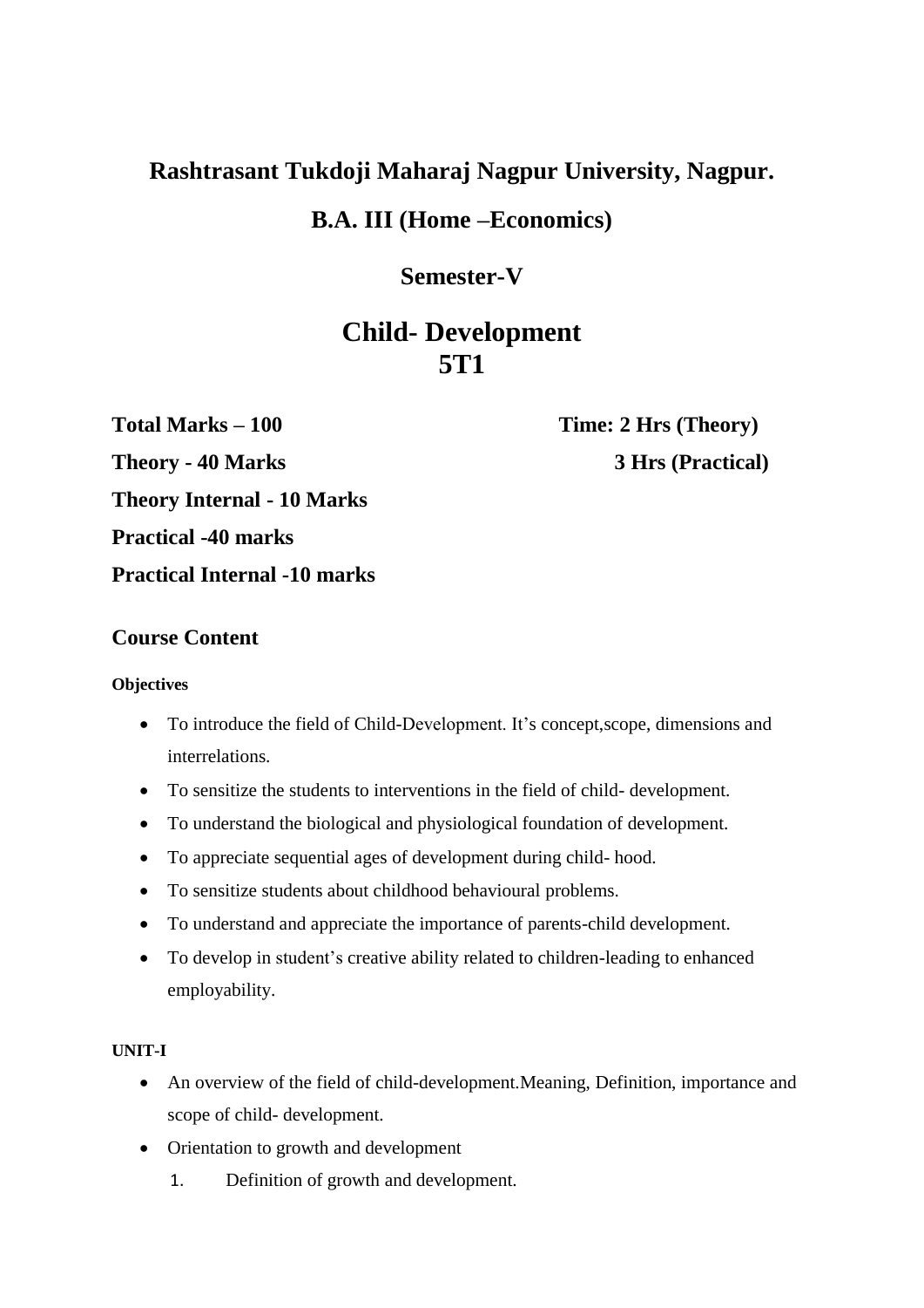# Rashtrasant Tukdoji Maharaj Nagpur University, Nagpur.

## B.A. III (Home –Economics)

## Semester-V

# Child- Development
# 5T1

**Total Marks – 100** **Time: 2 Hrs (Theory)**

**Theory - 40 Marks** **3 Hrs (Practical)**

**Theory Internal - 10 Marks**

**Practical -40 marks**

**Practical Internal -10 marks**

## Course Content

**Objectives**

- To introduce the field of Child-Development. It's concept,scope, dimensions and interrelations.
- To sensitize the students to interventions in the field of child- development.
- To understand the biological and physiological foundation of development.
- To appreciate sequential ages of development during child- hood.
- To sensitize students about childhood behavioural problems.
- To understand and appreciate the importance of parents-child development.
- To develop in student's creative ability related to children-leading to enhanced employability.

**UNIT-I**

- An overview of the field of child-development.Meaning, Definition, importance and scope of child- development.
- Orientation to growth and development
    1. Definition of growth and development.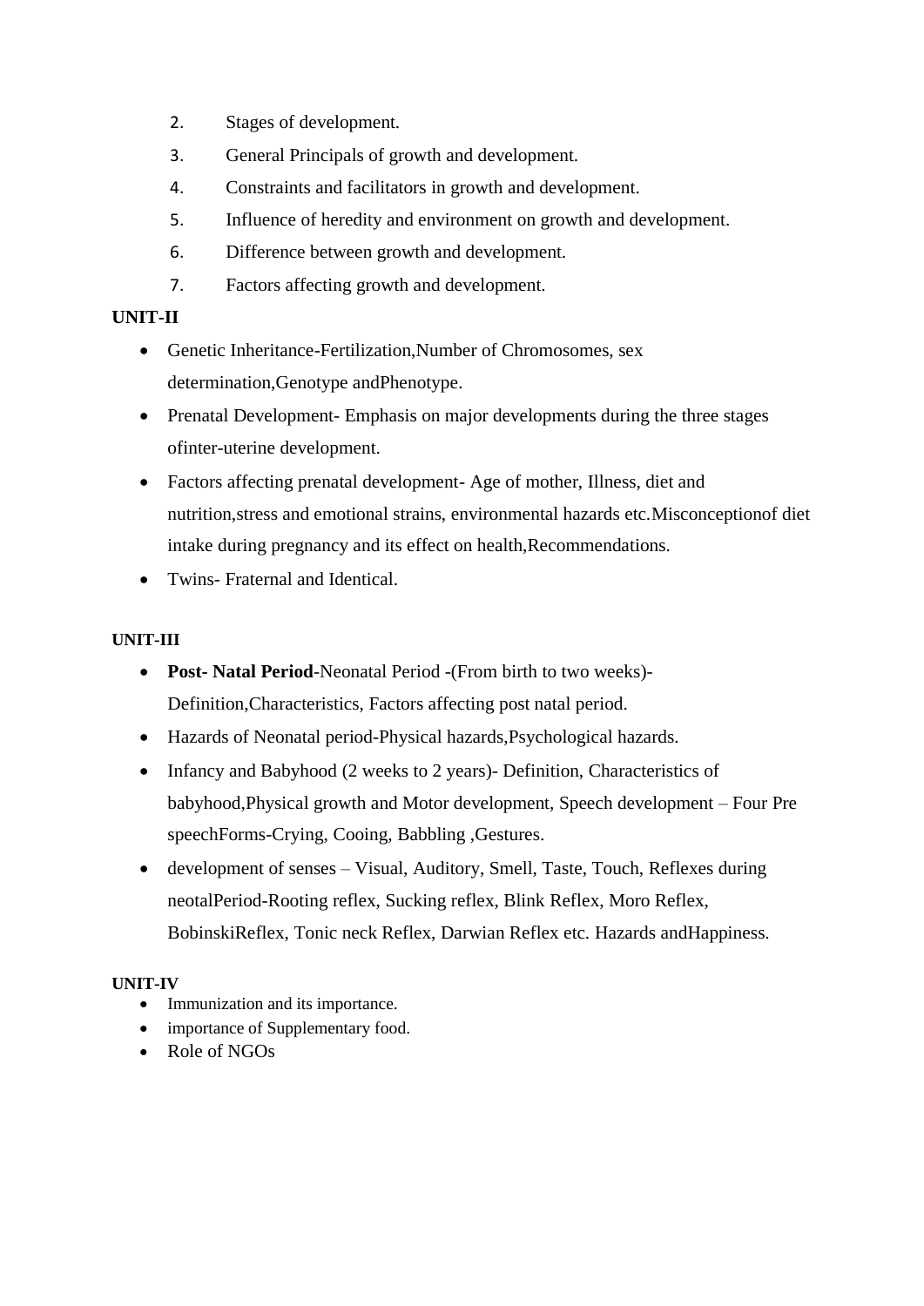2. Stages of development.
3. General Principals of growth and development.
4. Constraints and facilitators in growth and development.
5. Influence of heredity and environment on growth and development.
6. Difference between growth and development.
7. Factors affecting growth and development.

**UNIT-II**

- Genetic Inheritance-Fertilization,Number of Chromosomes, sex determination,Genotype andPhenotype.
- Prenatal Development- Emphasis on major developments during the three stages ofinter-uterine development.
- Factors affecting prenatal development- Age of mother, Illness, diet and nutrition,stress and emotional strains, environmental hazards etc.Misconceptionof diet intake during pregnancy and its effect on health,Recommendations.
- Twins- Fraternal and Identical.

**UNIT-III**

- **Post- Natal Period**-Neonatal Period -(From birth to two weeks)- Definition,Characteristics, Factors affecting post natal period.
- Hazards of Neonatal period-Physical hazards,Psychological hazards.
- Infancy and Babyhood (2 weeks to 2 years)- Definition, Characteristics of babyhood,Physical growth and Motor development, Speech development – Four Pre speechForms-Crying, Cooing, Babbling ,Gestures.
- development of senses – Visual, Auditory, Smell, Taste, Touch, Reflexes during neotalPeriod-Rooting reflex, Sucking reflex, Blink Reflex, Moro Reflex, BobinskiReflex, Tonic neck Reflex, Darwian Reflex etc. Hazards andHappiness.

**UNIT-IV**

- Immunization and its importance.
- importance of Supplementary food.
- Role of NGOs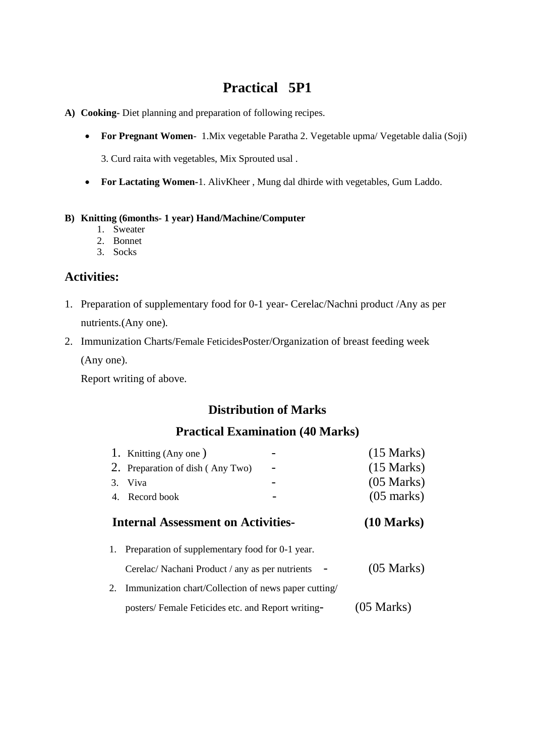# Practical 5P1

**A) Cooking**- Diet planning and preparation of following recipes.

- **For Pregnant Women**- 1.Mix vegetable Paratha 2. Vegetable upma/ Vegetable dalia (Soji)

  3. Curd raita with vegetables, Mix Sprouted usal .

- **For Lactating Women**-1. AlivKheer , Mung dal dhirde with vegetables, Gum Laddo.

**B) Knitting (6months- 1 year) Hand/Machine/Computer**

1. Sweater
2. Bonnet
3. Socks

## Activities:

1. Preparation of supplementary food for 0-1 year- Cerelac/Nachni product /Any as per nutrients.(Any one).
2. Immunization Charts/Female FeticidesPoster/Organization of breast feeding week (Any one).

   Report writing of above.

### Distribution of Marks

### Practical Examination (40 Marks)

| | | | |
|---|---|---|---|
| 1. | Knitting (Any one ) | - | (15 Marks) |
| 2. | Preparation of dish ( Any Two) | - | (15 Marks) |
| 3. | Viva | - | (05 Marks) |
| 4. | Record book | - | (05 marks) |

**Internal Assessment on Activities- (10 Marks)**

1. Preparation of supplementary food for 0-1 year.
   Cerelac/ Nachani Product / any as per nutrients - (05 Marks)
2. Immunization chart/Collection of news paper cutting/
   posters/ Female Feticides etc. and Report writing- (05 Marks)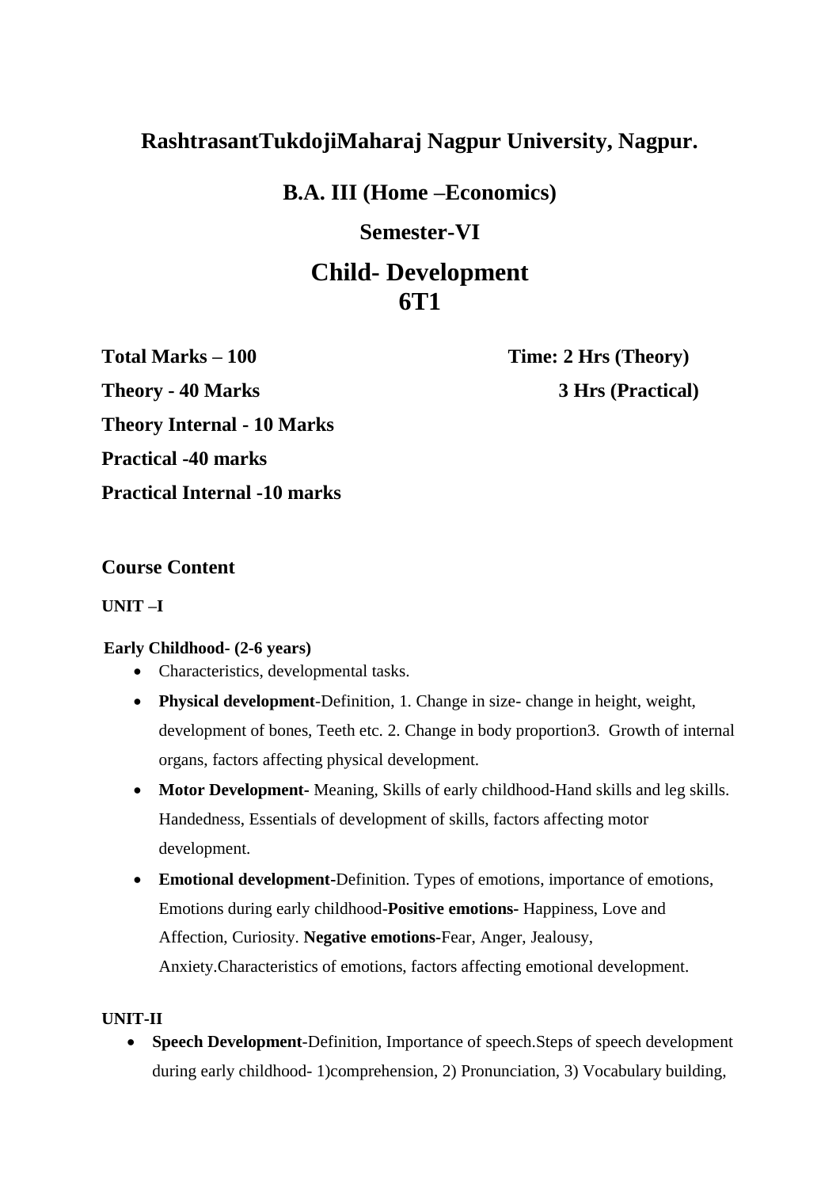# RashtrasantTukdojiMaharaj Nagpur University, Nagpur.

## B.A. III (Home –Economics)

## Semester-VI

## Child- Development
## 6T1

**Total Marks – 100** **Time: 2 Hrs (Theory)**

**Theory - 40 Marks** **3 Hrs (Practical)**

**Theory Internal - 10 Marks**

**Practical -40 marks**

**Practical Internal -10 marks**

### Course Content

**UNIT –I**

**Early Childhood- (2-6 years)**

- Characteristics, developmental tasks.
- **Physical development**-Definition, 1. Change in size- change in height, weight, development of bones, Teeth etc. 2. Change in body proportion3. Growth of internal organs, factors affecting physical development.
- **Motor Development-** Meaning, Skills of early childhood-Hand skills and leg skills. Handedness, Essentials of development of skills, factors affecting motor development.
- **Emotional development**-Definition. Types of emotions, importance of emotions, Emotions during early childhood-**Positive emotions-** Happiness, Love and Affection, Curiosity. **Negative emotions-**Fear, Anger, Jealousy, Anxiety.Characteristics of emotions, factors affecting emotional development.

**UNIT-II**

- **Speech Development**-Definition, Importance of speech.Steps of speech development during early childhood- 1)comprehension, 2) Pronunciation, 3) Vocabulary building,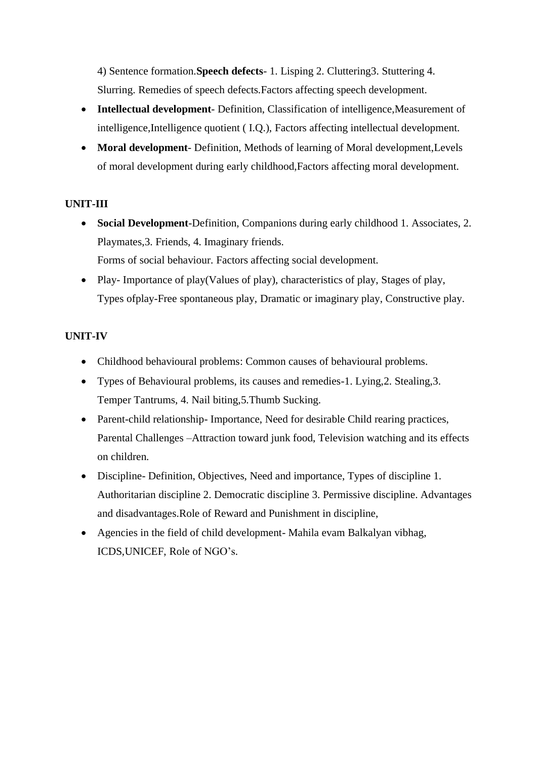4) Sentence formation.**Speech defects**- 1. Lisping 2. Cluttering3. Stuttering 4. Slurring. Remedies of speech defects.Factors affecting speech development.

- **Intellectual development**- Definition, Classification of intelligence,Measurement of intelligence,Intelligence quotient ( I.Q.), Factors affecting intellectual development.
- **Moral development**- Definition, Methods of learning of Moral development,Levels of moral development during early childhood,Factors affecting moral development.

**UNIT-III**

- **Social Development**-Definition, Companions during early childhood 1. Associates, 2. Playmates,3. Friends, 4. Imaginary friends.
  Forms of social behaviour. Factors affecting social development.
- Play- Importance of play(Values of play), characteristics of play, Stages of play, Types ofplay-Free spontaneous play, Dramatic or imaginary play, Constructive play.

**UNIT-IV**

- Childhood behavioural problems: Common causes of behavioural problems.
- Types of Behavioural problems, its causes and remedies-1. Lying,2. Stealing,3. Temper Tantrums, 4. Nail biting,5.Thumb Sucking.
- Parent-child relationship- Importance, Need for desirable Child rearing practices, Parental Challenges –Attraction toward junk food, Television watching and its effects on children.
- Discipline- Definition, Objectives, Need and importance, Types of discipline 1. Authoritarian discipline 2. Democratic discipline 3. Permissive discipline. Advantages and disadvantages.Role of Reward and Punishment in discipline,
- Agencies in the field of child development- Mahila evam Balkalyan vibhag, ICDS,UNICEF, Role of NGO's.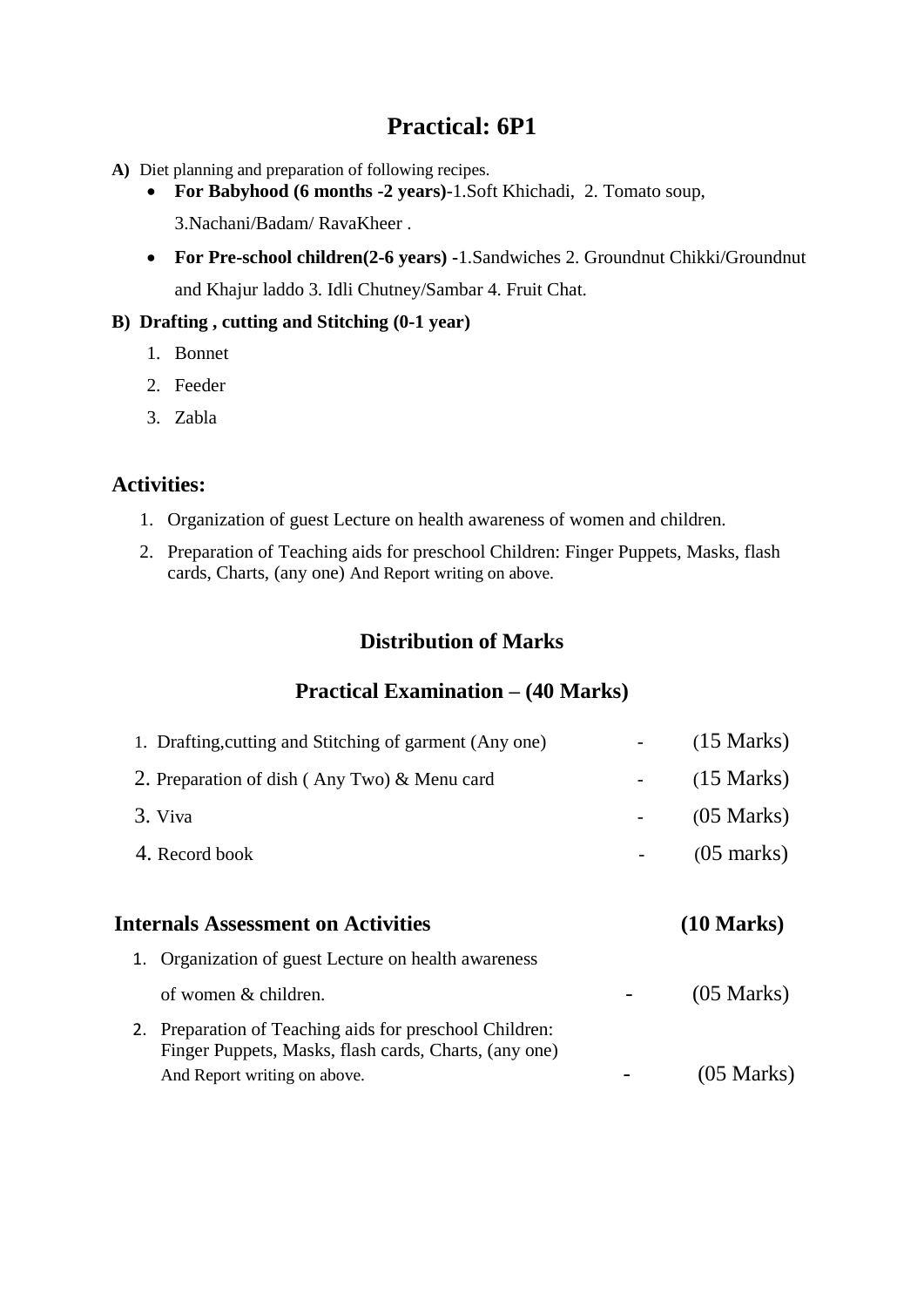# Practical: 6P1

**A)** Diet planning and preparation of following recipes.

- **For Babyhood (6 months -2 years)**-1.Soft Khichadi, 2. Tomato soup, 3.Nachani/Badam/ RavaKheer .
- **For Pre-school children(2-6 years) -**1.Sandwiches 2. Groundnut Chikki/Groundnut and Khajur laddo 3. Idli Chutney/Sambar 4. Fruit Chat.

**B) Drafting , cutting and Stitching (0-1 year)**

1. Bonnet
2. Feeder
3. Zabla

## Activities:

1. Organization of guest Lecture on health awareness of women and children.
2. Preparation of Teaching aids for preschool Children: Finger Puppets, Masks, flash cards, Charts, (any one) And Report writing on above.

### Distribution of Marks

### Practical Examination – (40 Marks)

| | | |
|---|---|---|
| 1. Drafting,cutting and Stitching of garment (Any one) | - | (15 Marks) |
| 2. Preparation of dish ( Any Two) & Menu card | - | (15 Marks) |
| 3. Viva | - | (05 Marks) |
| 4. Record book | - | (05 marks) |

**Internals Assessment on Activities (10 Marks)**

| | | |
|---|---|---|
| 1. Organization of guest Lecture on health awareness of women & children. | - | (05 Marks) |
| 2. Preparation of Teaching aids for preschool Children: Finger Puppets, Masks, flash cards, Charts, (any one) And Report writing on above. | - | (05 Marks) |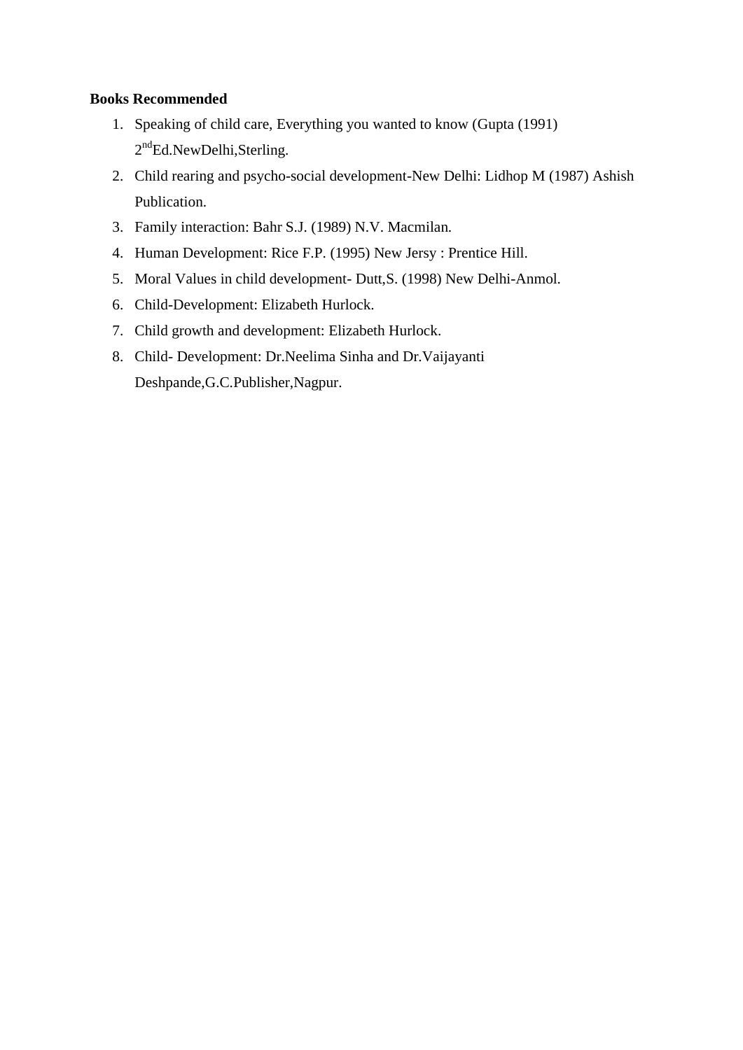**Books Recommended**

1. Speaking of child care, Everything you wanted to know (Gupta (1991) 2ndEd.NewDelhi,Sterling.
2. Child rearing and psycho-social development-New Delhi: Lidhop M (1987) Ashish Publication.
3. Family interaction: Bahr S.J. (1989) N.V. Macmilan.
4. Human Development: Rice F.P. (1995) New Jersy : Prentice Hill.
5. Moral Values in child development- Dutt,S. (1998) New Delhi-Anmol.
6. Child-Development: Elizabeth Hurlock.
7. Child growth and development: Elizabeth Hurlock.
8. Child- Development: Dr.Neelima Sinha and Dr.Vaijayanti Deshpande,G.C.Publisher,Nagpur.